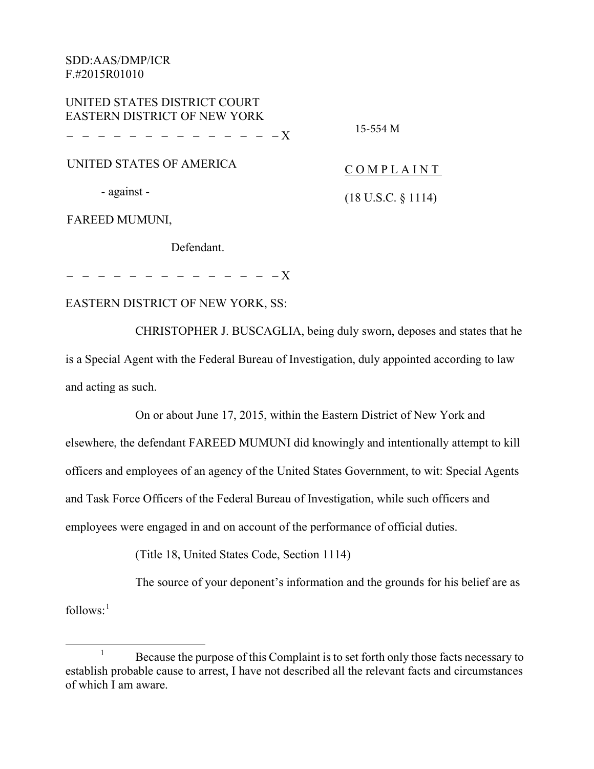SDD:AAS/DMP/ICR
F.#2015R01010

UNITED STATES DISTRICT COURT
EASTERN DISTRICT OF NEW YORK

– – – – – – – – – – – – – – – X

15-554 M

UNITED STATES OF AMERICA

- against -

FAREED MUMUNI,

Defendant.

– – – – – – – – – – – – – – – X

C O M P L A I N T

(18 U.S.C. § 1114)

EASTERN DISTRICT OF NEW YORK, SS:

CHRISTOPHER J. BUSCAGLIA, being duly sworn, deposes and states that he is a Special Agent with the Federal Bureau of Investigation, duly appointed according to law and acting as such.

On or about June 17, 2015, within the Eastern District of New York and elsewhere, the defendant FAREED MUMUNI did knowingly and intentionally attempt to kill officers and employees of an agency of the United States Government, to wit: Special Agents and Task Force Officers of the Federal Bureau of Investigation, while such officers and employees were engaged in and on account of the performance of official duties.

(Title 18, United States Code, Section 1114)

The source of your deponent's information and the grounds for his belief are as follows:[1]

[1] Because the purpose of this Complaint is to set forth only those facts necessary to establish probable cause to arrest, I have not described all the relevant facts and circumstances of which I am aware.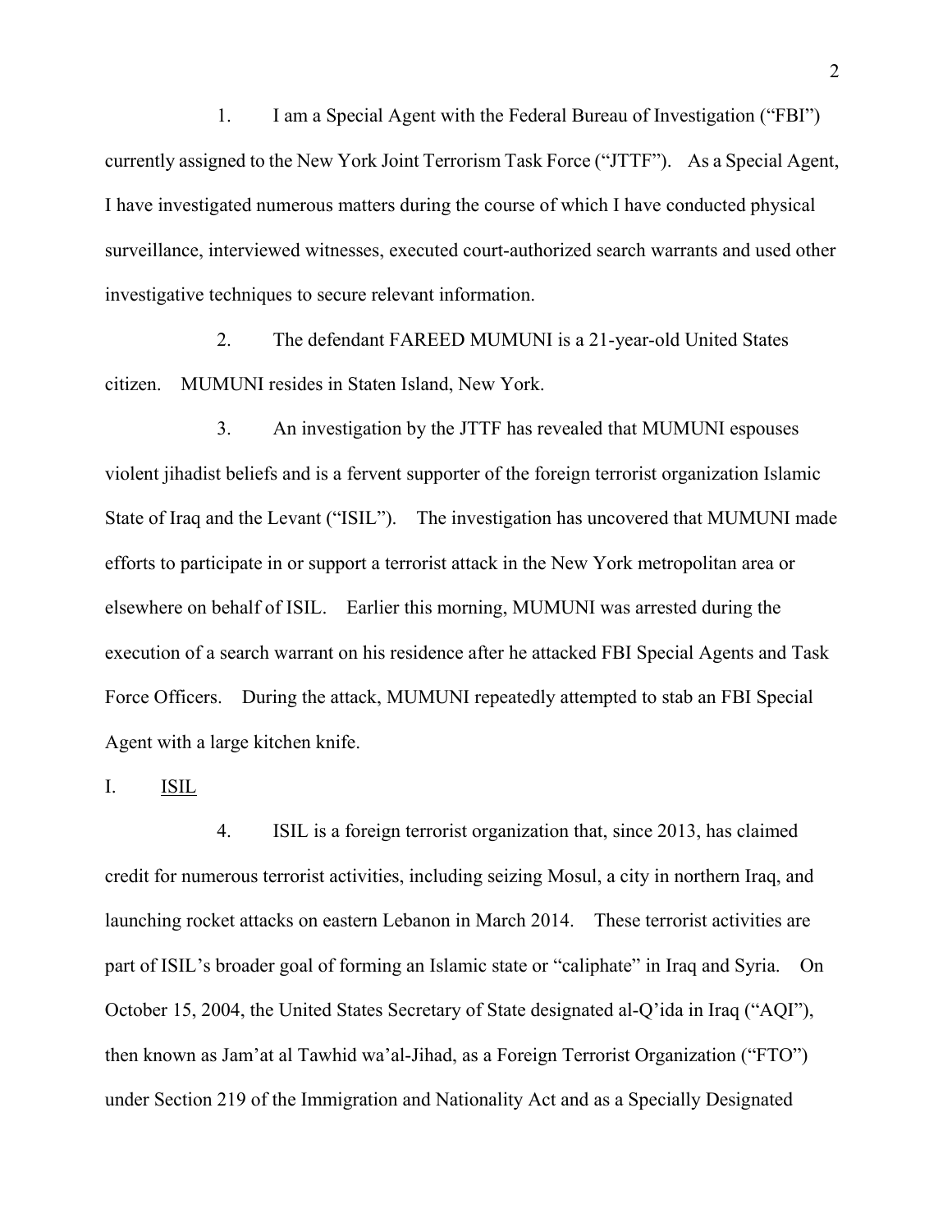1. I am a Special Agent with the Federal Bureau of Investigation ("FBI") currently assigned to the New York Joint Terrorism Task Force ("JTTF"). As a Special Agent, I have investigated numerous matters during the course of which I have conducted physical surveillance, interviewed witnesses, executed court-authorized search warrants and used other investigative techniques to secure relevant information.

2. The defendant FAREED MUMUNI is a 21-year-old United States citizen. MUMUNI resides in Staten Island, New York.

3. An investigation by the JTTF has revealed that MUMUNI espouses violent jihadist beliefs and is a fervent supporter of the foreign terrorist organization Islamic State of Iraq and the Levant ("ISIL"). The investigation has uncovered that MUMUNI made efforts to participate in or support a terrorist attack in the New York metropolitan area or elsewhere on behalf of ISIL. Earlier this morning, MUMUNI was arrested during the execution of a search warrant on his residence after he attacked FBI Special Agents and Task Force Officers. During the attack, MUMUNI repeatedly attempted to stab an FBI Special Agent with a large kitchen knife.

## I. ISIL

4. ISIL is a foreign terrorist organization that, since 2013, has claimed credit for numerous terrorist activities, including seizing Mosul, a city in northern Iraq, and launching rocket attacks on eastern Lebanon in March 2014. These terrorist activities are part of ISIL's broader goal of forming an Islamic state or "caliphate" in Iraq and Syria. On October 15, 2004, the United States Secretary of State designated al-Q'ida in Iraq ("AQI"), then known as Jam'at al Tawhid wa'al-Jihad, as a Foreign Terrorist Organization ("FTO") under Section 219 of the Immigration and Nationality Act and as a Specially Designated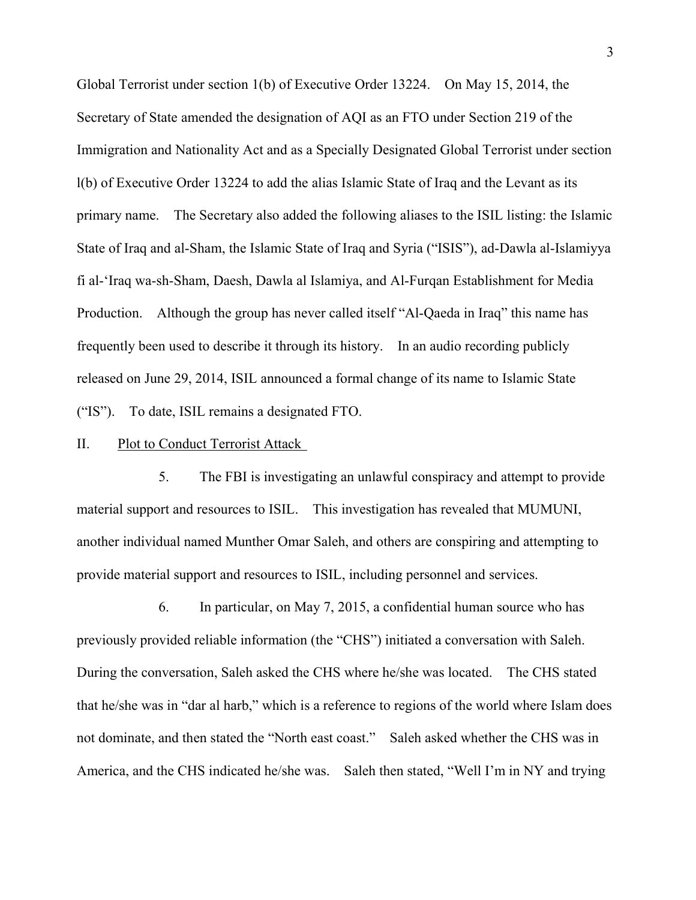Global Terrorist under section 1(b) of Executive Order 13224. On May 15, 2014, the Secretary of State amended the designation of AQI as an FTO under Section 219 of the Immigration and Nationality Act and as a Specially Designated Global Terrorist under section l(b) of Executive Order 13224 to add the alias Islamic State of Iraq and the Levant as its primary name. The Secretary also added the following aliases to the ISIL listing: the Islamic State of Iraq and al-Sham, the Islamic State of Iraq and Syria ("ISIS"), ad-Dawla al-Islamiyya fi al-'Iraq wa-sh-Sham, Daesh, Dawla al Islamiya, and Al-Furqan Establishment for Media Production. Although the group has never called itself "Al-Qaeda in Iraq" this name has frequently been used to describe it through its history. In an audio recording publicly released on June 29, 2014, ISIL announced a formal change of its name to Islamic State ("IS"). To date, ISIL remains a designated FTO.

II. Plot to Conduct Terrorist Attack

5. The FBI is investigating an unlawful conspiracy and attempt to provide material support and resources to ISIL. This investigation has revealed that MUMUNI, another individual named Munther Omar Saleh, and others are conspiring and attempting to provide material support and resources to ISIL, including personnel and services.

6. In particular, on May 7, 2015, a confidential human source who has previously provided reliable information (the "CHS") initiated a conversation with Saleh. During the conversation, Saleh asked the CHS where he/she was located. The CHS stated that he/she was in "dar al harb," which is a reference to regions of the world where Islam does not dominate, and then stated the "North east coast." Saleh asked whether the CHS was in America, and the CHS indicated he/she was. Saleh then stated, "Well I'm in NY and trying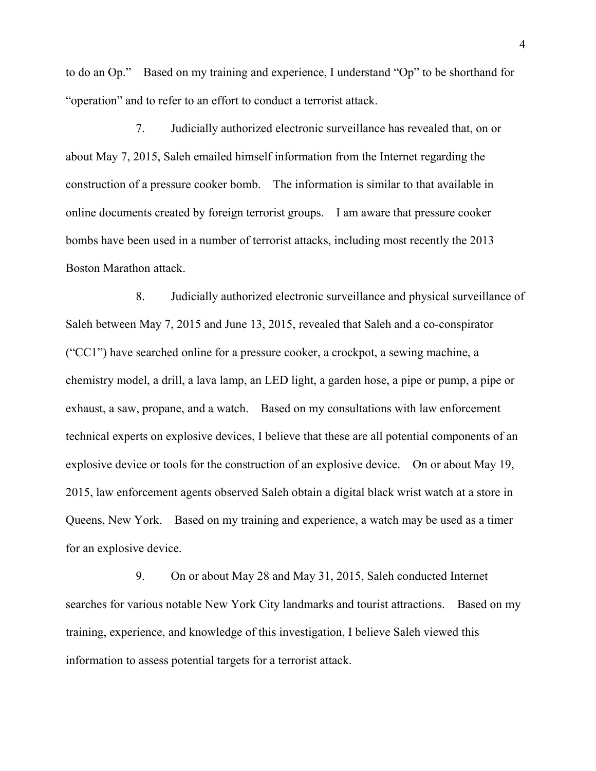to do an Op." Based on my training and experience, I understand "Op" to be shorthand for "operation" and to refer to an effort to conduct a terrorist attack.

7. Judicially authorized electronic surveillance has revealed that, on or about May 7, 2015, Saleh emailed himself information from the Internet regarding the construction of a pressure cooker bomb. The information is similar to that available in online documents created by foreign terrorist groups. I am aware that pressure cooker bombs have been used in a number of terrorist attacks, including most recently the 2013 Boston Marathon attack.

8. Judicially authorized electronic surveillance and physical surveillance of Saleh between May 7, 2015 and June 13, 2015, revealed that Saleh and a co-conspirator ("CC1") have searched online for a pressure cooker, a crockpot, a sewing machine, a chemistry model, a drill, a lava lamp, an LED light, a garden hose, a pipe or pump, a pipe or exhaust, a saw, propane, and a watch. Based on my consultations with law enforcement technical experts on explosive devices, I believe that these are all potential components of an explosive device or tools for the construction of an explosive device. On or about May 19, 2015, law enforcement agents observed Saleh obtain a digital black wrist watch at a store in Queens, New York. Based on my training and experience, a watch may be used as a timer for an explosive device.

9. On or about May 28 and May 31, 2015, Saleh conducted Internet searches for various notable New York City landmarks and tourist attractions. Based on my training, experience, and knowledge of this investigation, I believe Saleh viewed this information to assess potential targets for a terrorist attack.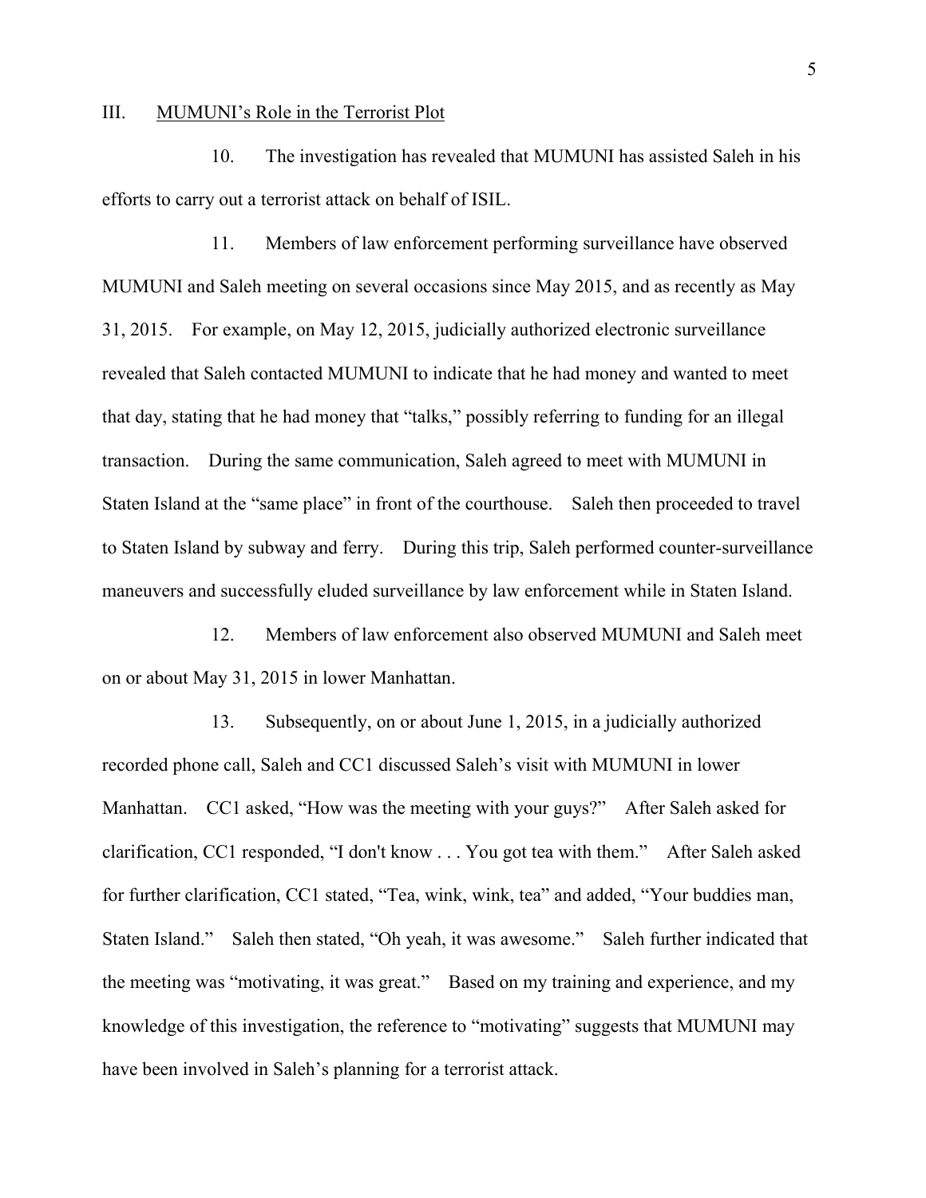### III. MUMUNI's Role in the Terrorist Plot

10. The investigation has revealed that MUMUNI has assisted Saleh in his efforts to carry out a terrorist attack on behalf of ISIL.

11. Members of law enforcement performing surveillance have observed MUMUNI and Saleh meeting on several occasions since May 2015, and as recently as May 31, 2015. For example, on May 12, 2015, judicially authorized electronic surveillance revealed that Saleh contacted MUMUNI to indicate that he had money and wanted to meet that day, stating that he had money that "talks," possibly referring to funding for an illegal transaction. During the same communication, Saleh agreed to meet with MUMUNI in Staten Island at the "same place" in front of the courthouse. Saleh then proceeded to travel to Staten Island by subway and ferry. During this trip, Saleh performed counter-surveillance maneuvers and successfully eluded surveillance by law enforcement while in Staten Island.

12. Members of law enforcement also observed MUMUNI and Saleh meet on or about May 31, 2015 in lower Manhattan.

13. Subsequently, on or about June 1, 2015, in a judicially authorized recorded phone call, Saleh and CC1 discussed Saleh's visit with MUMUNI in lower Manhattan. CC1 asked, "How was the meeting with your guys?" After Saleh asked for clarification, CC1 responded, "I don't know . . . You got tea with them." After Saleh asked for further clarification, CC1 stated, "Tea, wink, wink, tea" and added, "Your buddies man, Staten Island." Saleh then stated, "Oh yeah, it was awesome." Saleh further indicated that the meeting was "motivating, it was great." Based on my training and experience, and my knowledge of this investigation, the reference to "motivating" suggests that MUMUNI may have been involved in Saleh's planning for a terrorist attack.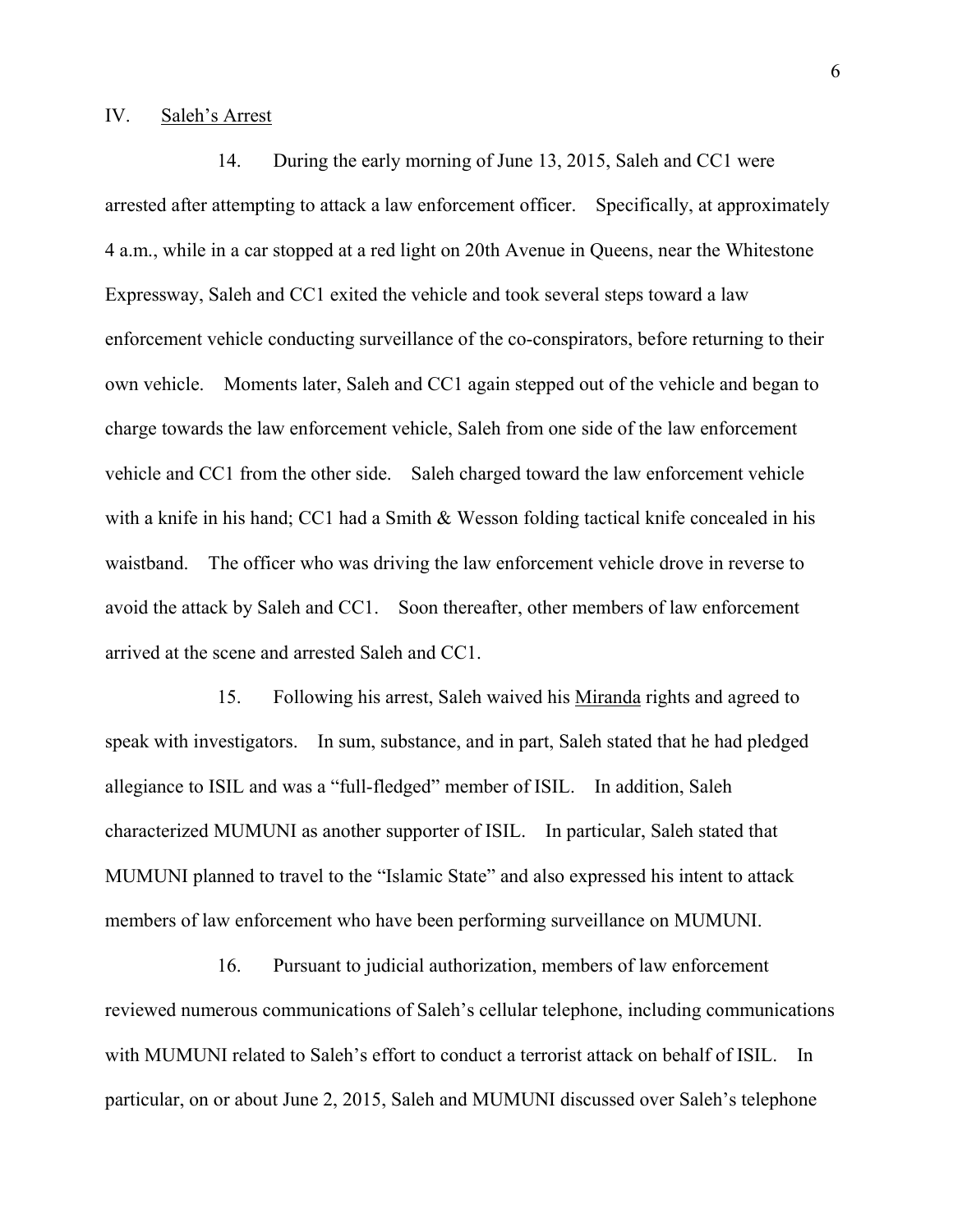## IV. Saleh's Arrest

14. During the early morning of June 13, 2015, Saleh and CC1 were arrested after attempting to attack a law enforcement officer. Specifically, at approximately 4 a.m., while in a car stopped at a red light on 20th Avenue in Queens, near the Whitestone Expressway, Saleh and CC1 exited the vehicle and took several steps toward a law enforcement vehicle conducting surveillance of the co-conspirators, before returning to their own vehicle. Moments later, Saleh and CC1 again stepped out of the vehicle and began to charge towards the law enforcement vehicle, Saleh from one side of the law enforcement vehicle and CC1 from the other side. Saleh charged toward the law enforcement vehicle with a knife in his hand; CC1 had a Smith & Wesson folding tactical knife concealed in his waistband. The officer who was driving the law enforcement vehicle drove in reverse to avoid the attack by Saleh and CC1. Soon thereafter, other members of law enforcement arrived at the scene and arrested Saleh and CC1.

15. Following his arrest, Saleh waived his Miranda rights and agreed to speak with investigators. In sum, substance, and in part, Saleh stated that he had pledged allegiance to ISIL and was a "full-fledged" member of ISIL. In addition, Saleh characterized MUMUNI as another supporter of ISIL. In particular, Saleh stated that MUMUNI planned to travel to the "Islamic State" and also expressed his intent to attack members of law enforcement who have been performing surveillance on MUMUNI.

16. Pursuant to judicial authorization, members of law enforcement reviewed numerous communications of Saleh's cellular telephone, including communications with MUMUNI related to Saleh's effort to conduct a terrorist attack on behalf of ISIL. In particular, on or about June 2, 2015, Saleh and MUMUNI discussed over Saleh's telephone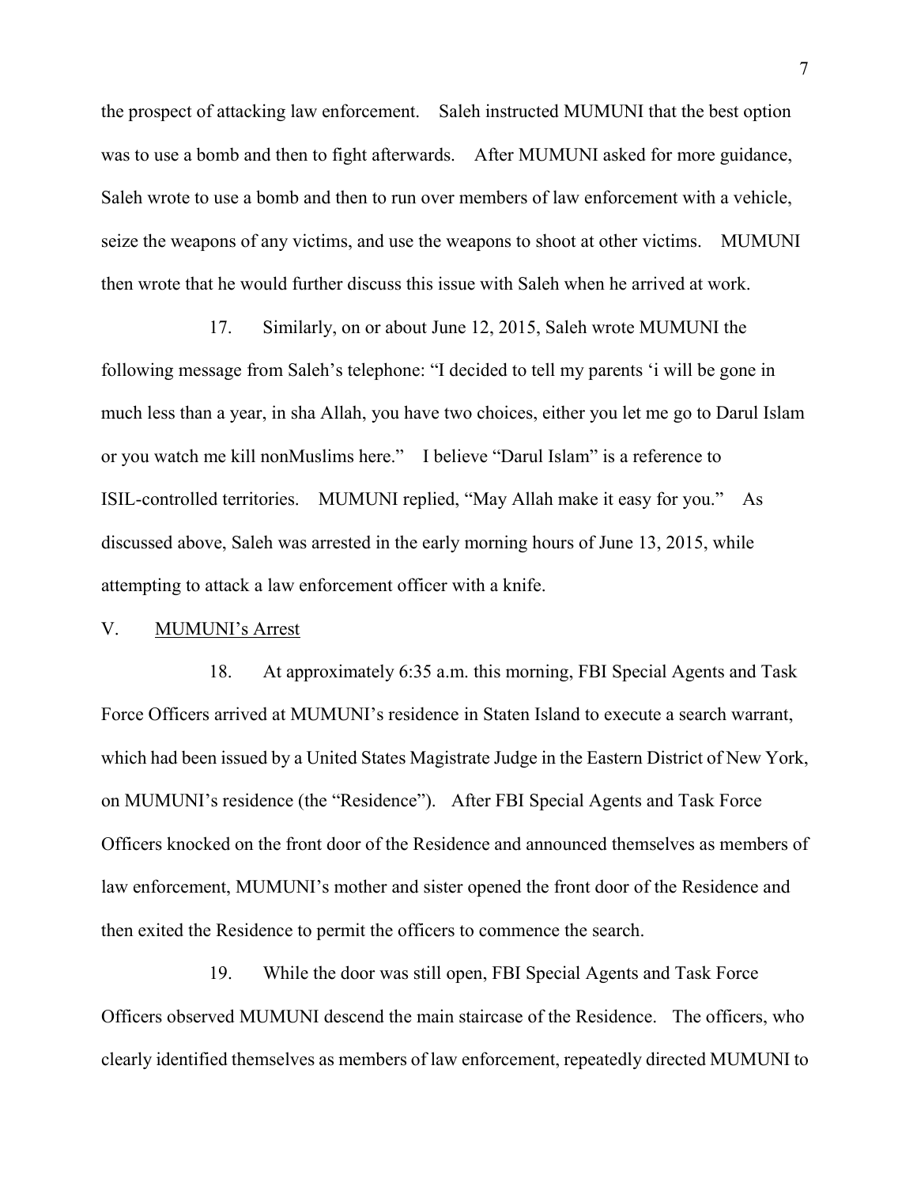the prospect of attacking law enforcement. Saleh instructed MUMUNI that the best option was to use a bomb and then to fight afterwards. After MUMUNI asked for more guidance, Saleh wrote to use a bomb and then to run over members of law enforcement with a vehicle, seize the weapons of any victims, and use the weapons to shoot at other victims. MUMUNI then wrote that he would further discuss this issue with Saleh when he arrived at work.

17. Similarly, on or about June 12, 2015, Saleh wrote MUMUNI the following message from Saleh's telephone: "I decided to tell my parents 'i will be gone in much less than a year, in sha Allah, you have two choices, either you let me go to Darul Islam or you watch me kill nonMuslims here." I believe "Darul Islam" is a reference to ISIL-controlled territories. MUMUNI replied, "May Allah make it easy for you." As discussed above, Saleh was arrested in the early morning hours of June 13, 2015, while attempting to attack a law enforcement officer with a knife.

V. <u>MUMUNI's Arrest</u>

18. At approximately 6:35 a.m. this morning, FBI Special Agents and Task Force Officers arrived at MUMUNI's residence in Staten Island to execute a search warrant, which had been issued by a United States Magistrate Judge in the Eastern District of New York, on MUMUNI's residence (the "Residence"). After FBI Special Agents and Task Force Officers knocked on the front door of the Residence and announced themselves as members of law enforcement, MUMUNI's mother and sister opened the front door of the Residence and then exited the Residence to permit the officers to commence the search.

19. While the door was still open, FBI Special Agents and Task Force Officers observed MUMUNI descend the main staircase of the Residence. The officers, who clearly identified themselves as members of law enforcement, repeatedly directed MUMUNI to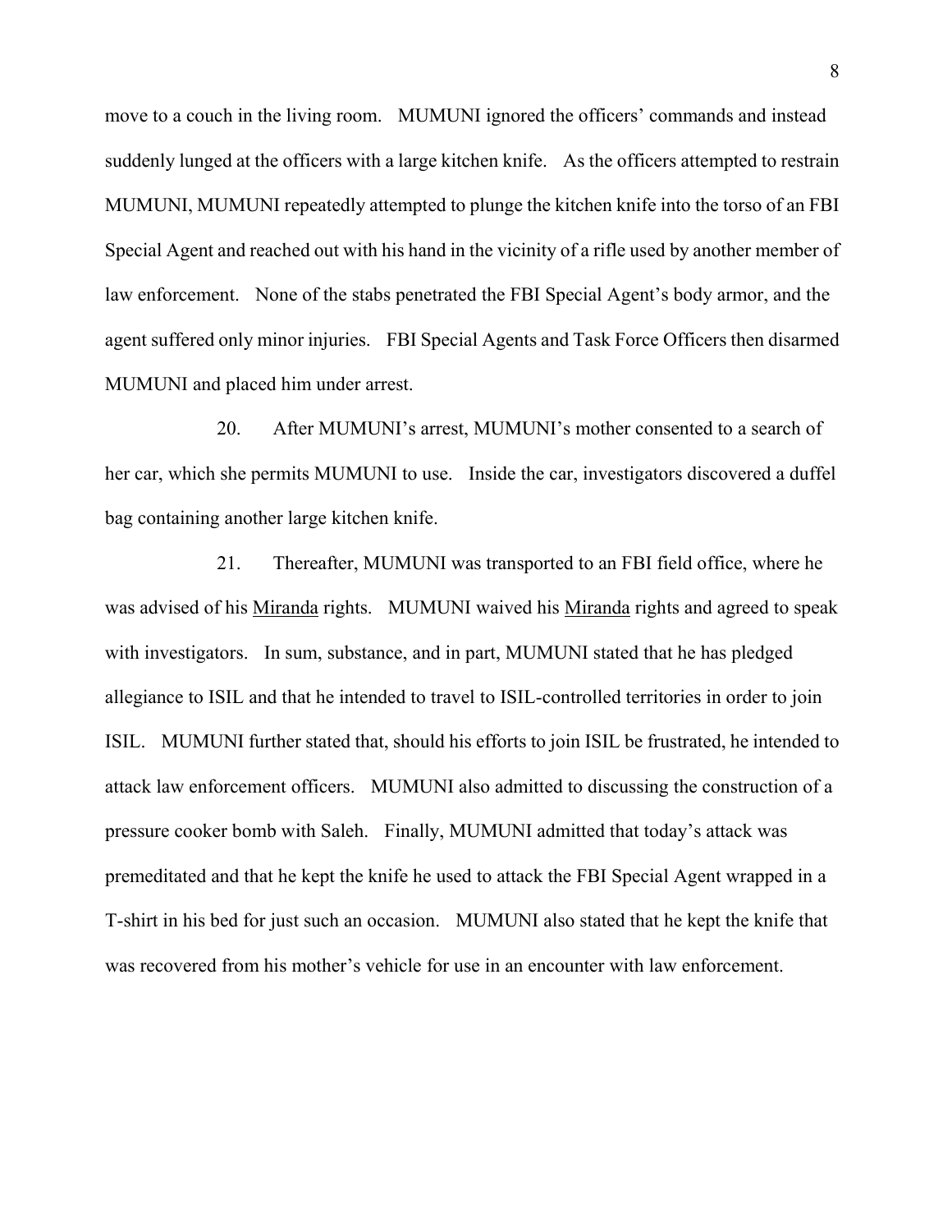move to a couch in the living room. MUMUNI ignored the officers' commands and instead suddenly lunged at the officers with a large kitchen knife. As the officers attempted to restrain MUMUNI, MUMUNI repeatedly attempted to plunge the kitchen knife into the torso of an FBI Special Agent and reached out with his hand in the vicinity of a rifle used by another member of law enforcement. None of the stabs penetrated the FBI Special Agent's body armor, and the agent suffered only minor injuries. FBI Special Agents and Task Force Officers then disarmed MUMUNI and placed him under arrest.

20. After MUMUNI's arrest, MUMUNI's mother consented to a search of her car, which she permits MUMUNI to use. Inside the car, investigators discovered a duffel bag containing another large kitchen knife.

21. Thereafter, MUMUNI was transported to an FBI field office, where he was advised of his Miranda rights. MUMUNI waived his Miranda rights and agreed to speak with investigators. In sum, substance, and in part, MUMUNI stated that he has pledged allegiance to ISIL and that he intended to travel to ISIL-controlled territories in order to join ISIL. MUMUNI further stated that, should his efforts to join ISIL be frustrated, he intended to attack law enforcement officers. MUMUNI also admitted to discussing the construction of a pressure cooker bomb with Saleh. Finally, MUMUNI admitted that today's attack was premeditated and that he kept the knife he used to attack the FBI Special Agent wrapped in a T-shirt in his bed for just such an occasion. MUMUNI also stated that he kept the knife that was recovered from his mother's vehicle for use in an encounter with law enforcement.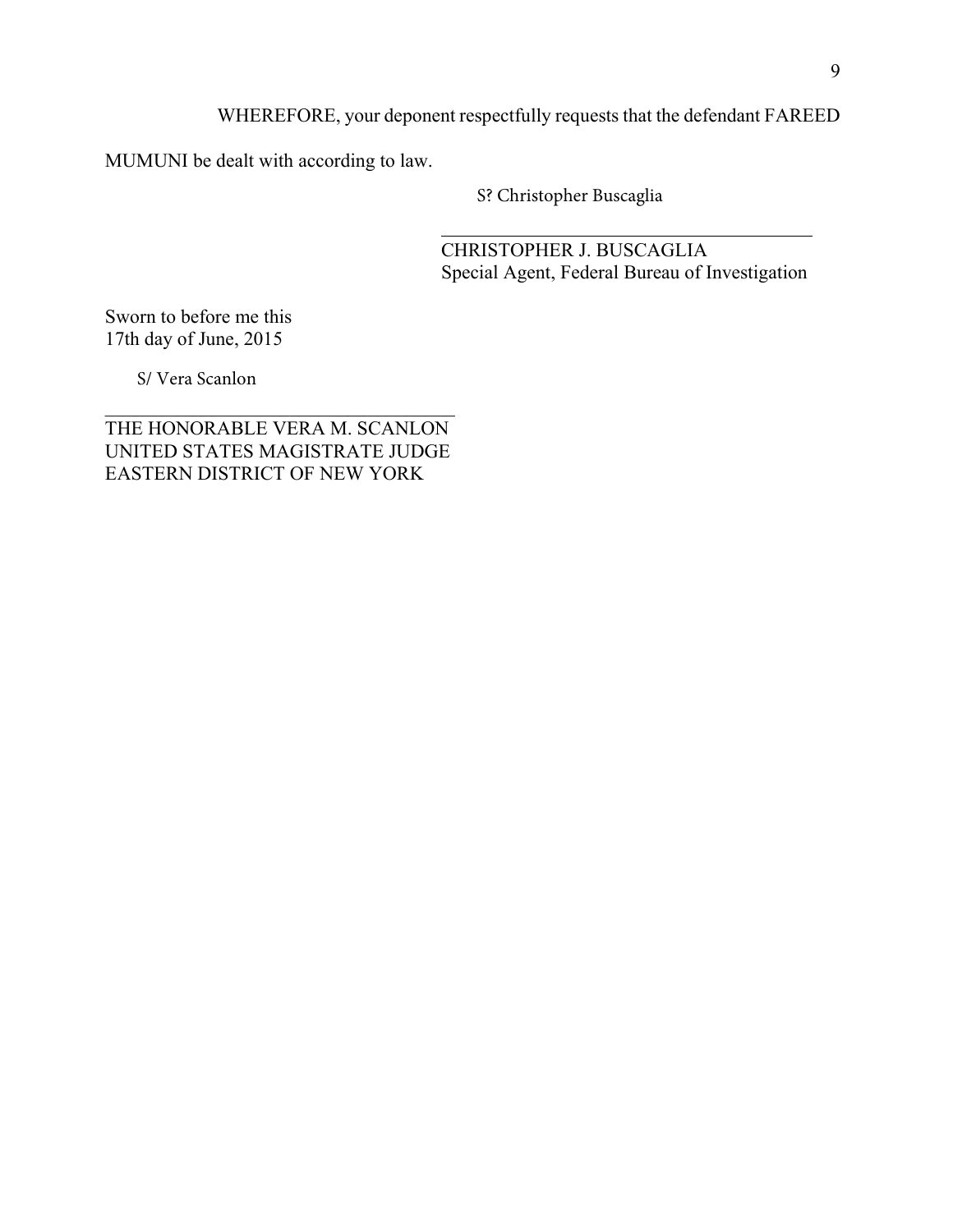WHEREFORE, your deponent respectfully requests that the defendant FAREED MUMUNI be dealt with according to law.

S? Christopher Buscaglia

_______________________________________
CHRISTOPHER J. BUSCAGLIA
Special Agent, Federal Bureau of Investigation

Sworn to before me this
17th day of June, 2015

S/ Vera Scanlon

_______________________________________
THE HONORABLE VERA M. SCANLON
UNITED STATES MAGISTRATE JUDGE
EASTERN DISTRICT OF NEW YORK